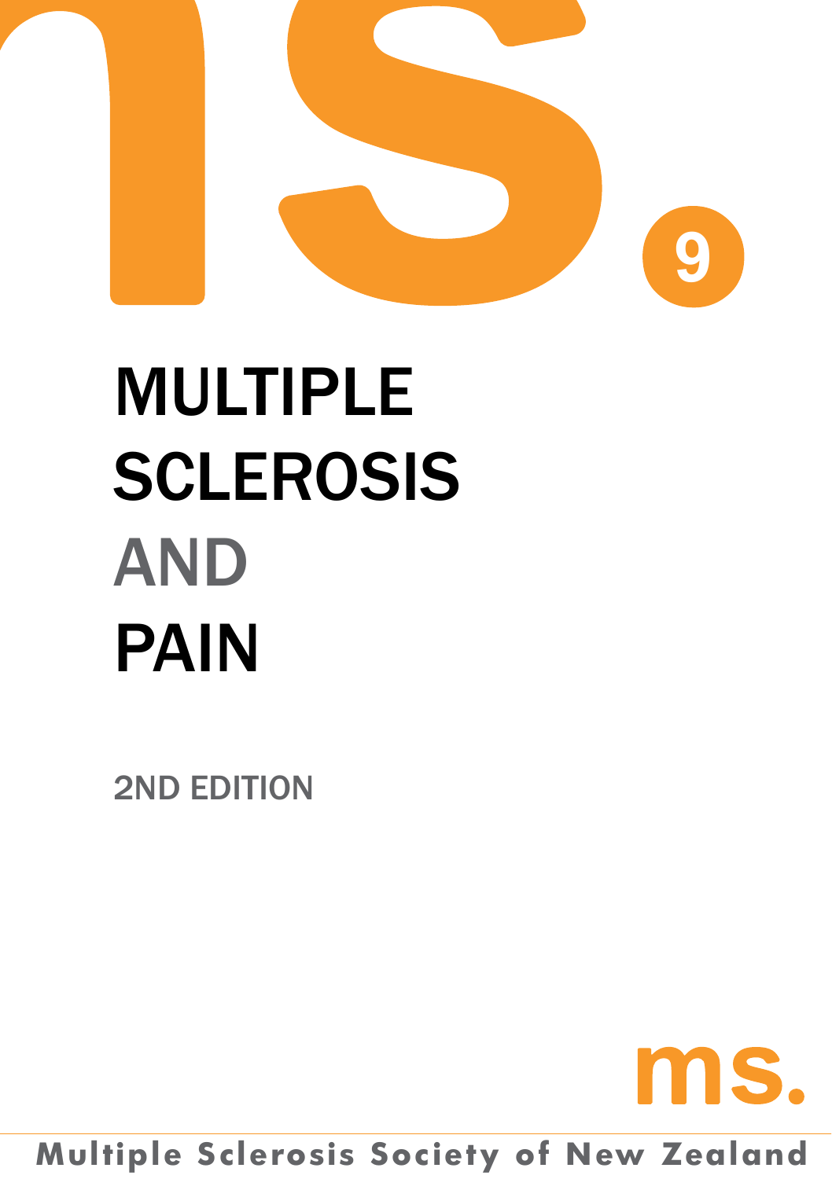9

# MULTIPLE SCLEROSIS AND PAIN

2ND EDITION

ms.

Multiple Sclerosis Society of New Zealand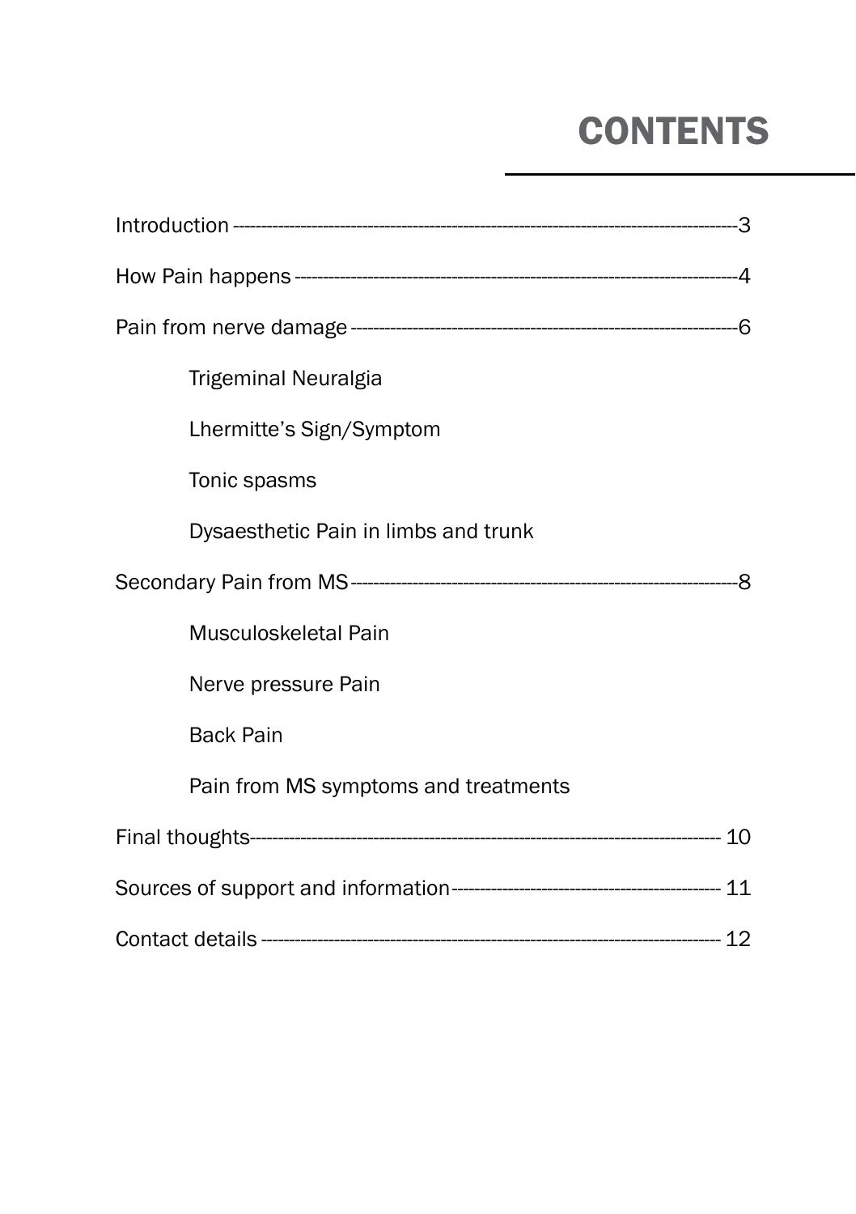# CONTENTS

Introduction ---------------------------------------------------------------------------------------3

How Pain happens ----------------------------------------------------------------------------------4

Pain from nerve damage -----------------------------------------------------------------------6

- Trigeminal Neuralgia
- Lhermitte’s Sign/Symptom
- Tonic spasms
- Dysaesthetic Pain in limbs and trunk

Secondary Pain from MS -----------------------------------------------------------------------8

- Musculoskeletal Pain
- Nerve pressure Pain
- Back Pain
- Pain from MS symptoms and treatments

Final thoughts------------------------------------------------------------------------------------ 10

Sources of support and information------------------------------------------------ 11

Contact details ---------------------------------------------------------------------------------- 12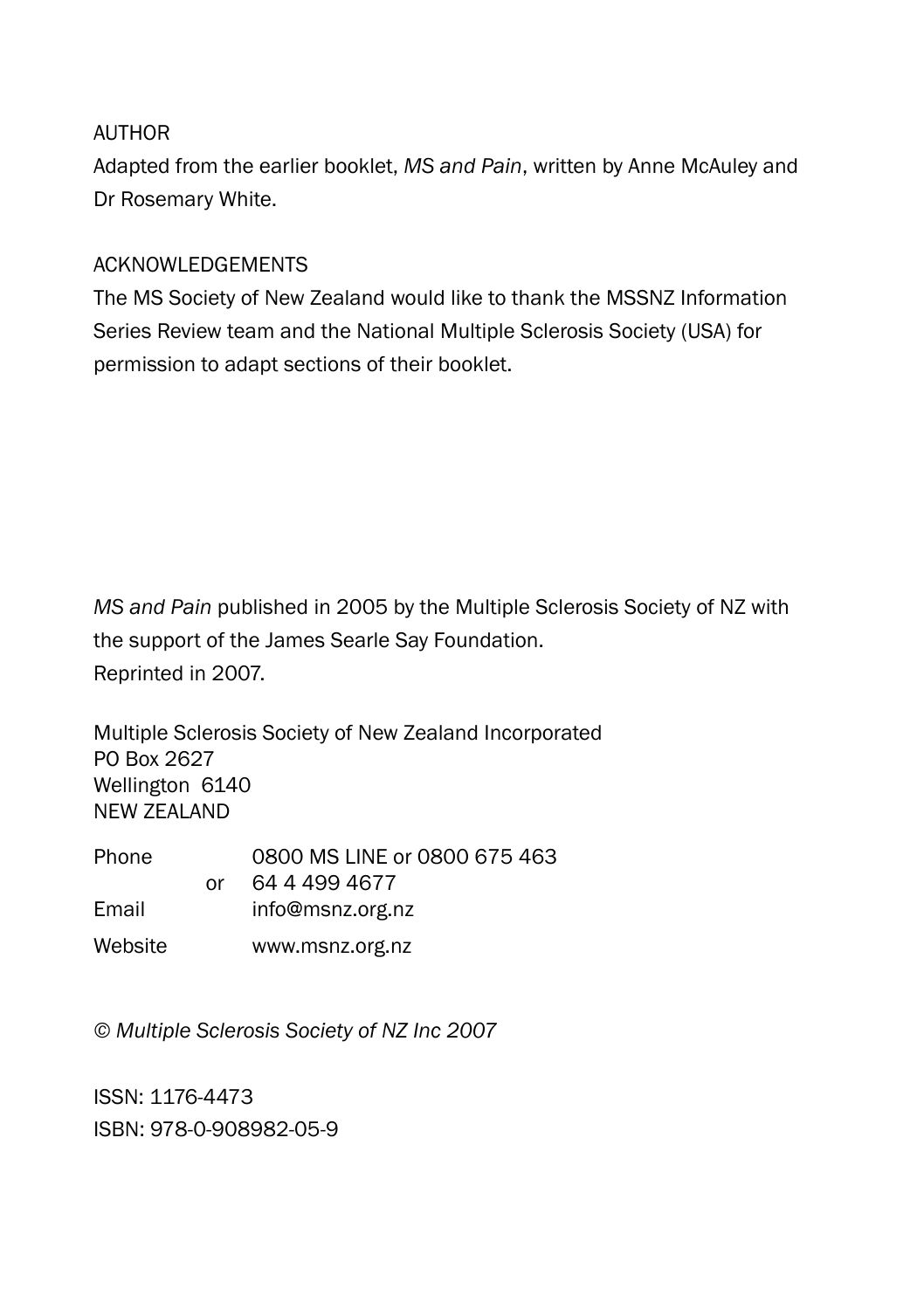AUTHOR

Adapted from the earlier booklet, *MS and Pain*, written by Anne McAuley and Dr Rosemary White.

ACKNOWLEDGEMENTS

The MS Society of New Zealand would like to thank the MSSNZ Information Series Review team and the National Multiple Sclerosis Society (USA) for permission to adapt sections of their booklet.

*MS and Pain* published in 2005 by the Multiple Sclerosis Society of NZ with the support of the James Searle Say Foundation.
Reprinted in 2007.

Multiple Sclerosis Society of New Zealand Incorporated
PO Box 2627
Wellington 6140
NEW ZEALAND

| | | |
|---|---|---|
| Phone | | 0800 MS LINE or 0800 675 463 |
| | or | 64 4 499 4677 |
| Email | | info@msnz.org.nz |
| Website | | www.msnz.org.nz |

*© Multiple Sclerosis Society of NZ Inc 2007*

ISSN: 1176-4473
ISBN: 978-0-908982-05-9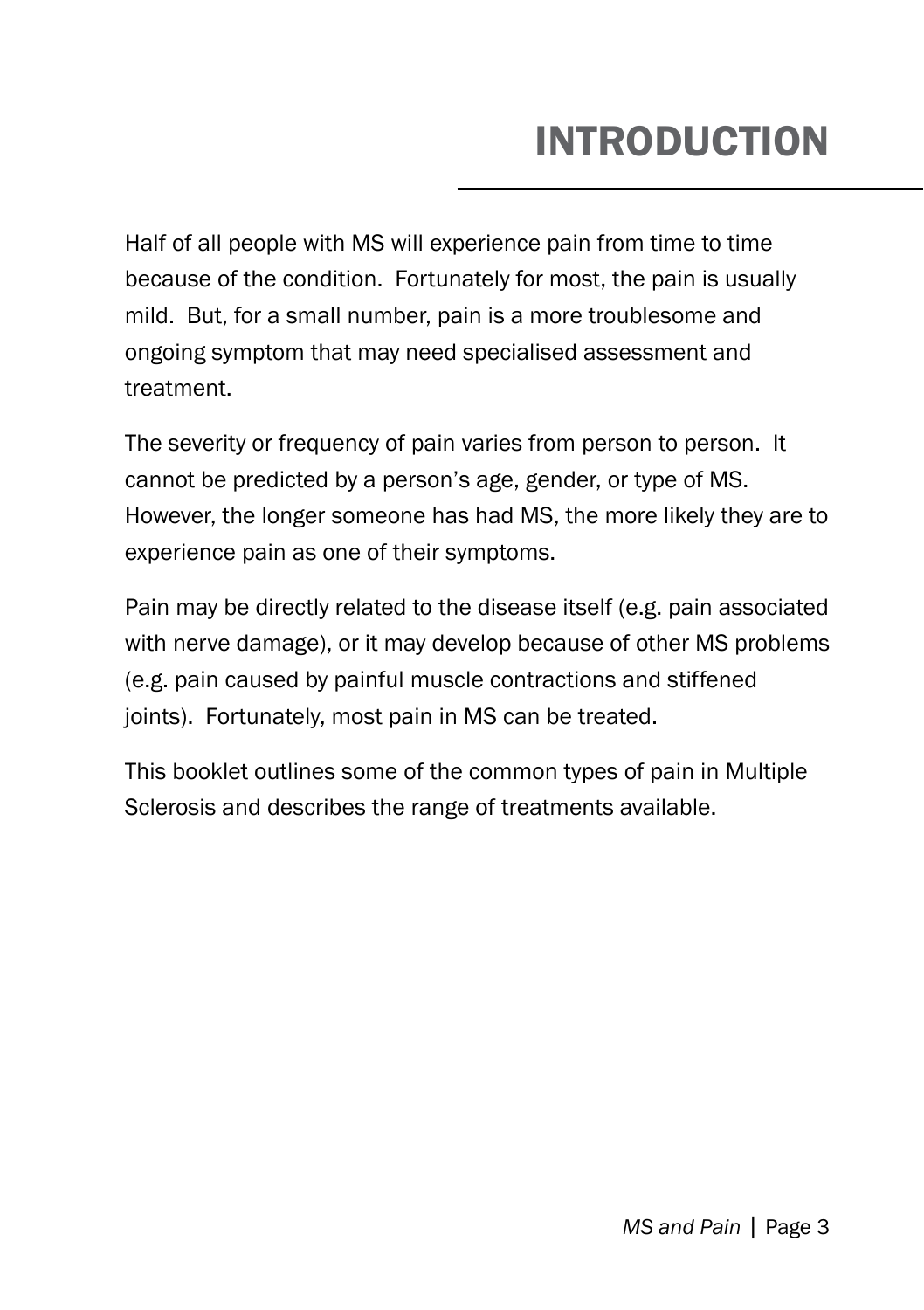# INTRODUCTION

Half of all people with MS will experience pain from time to time because of the condition. Fortunately for most, the pain is usually mild. But, for a small number, pain is a more troublesome and ongoing symptom that may need specialised assessment and treatment.

The severity or frequency of pain varies from person to person. It cannot be predicted by a person's age, gender, or type of MS. However, the longer someone has had MS, the more likely they are to experience pain as one of their symptoms.

Pain may be directly related to the disease itself (e.g. pain associated with nerve damage), or it may develop because of other MS problems (e.g. pain caused by painful muscle contractions and stiffened joints). Fortunately, most pain in MS can be treated.

This booklet outlines some of the common types of pain in Multiple Sclerosis and describes the range of treatments available.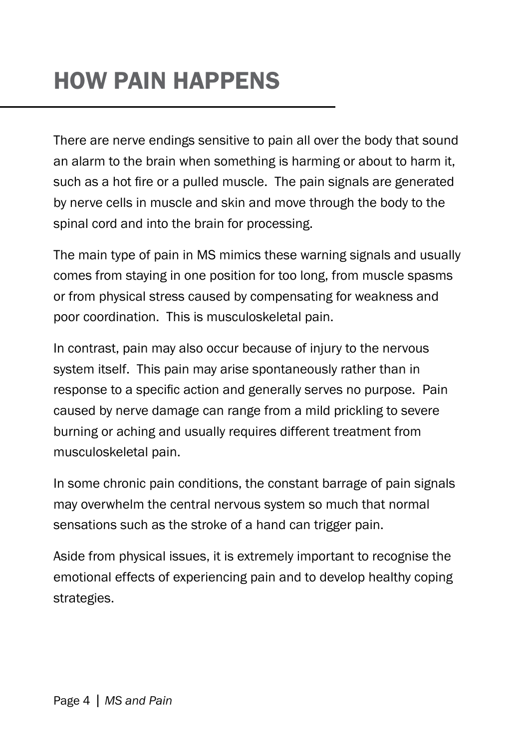# HOW PAIN HAPPENS

There are nerve endings sensitive to pain all over the body that sound an alarm to the brain when something is harming or about to harm it, such as a hot fire or a pulled muscle. The pain signals are generated by nerve cells in muscle and skin and move through the body to the spinal cord and into the brain for processing.

The main type of pain in MS mimics these warning signals and usually comes from staying in one position for too long, from muscle spasms or from physical stress caused by compensating for weakness and poor coordination. This is musculoskeletal pain.

In contrast, pain may also occur because of injury to the nervous system itself. This pain may arise spontaneously rather than in response to a specific action and generally serves no purpose. Pain caused by nerve damage can range from a mild prickling to severe burning or aching and usually requires different treatment from musculoskeletal pain.

In some chronic pain conditions, the constant barrage of pain signals may overwhelm the central nervous system so much that normal sensations such as the stroke of a hand can trigger pain.

Aside from physical issues, it is extremely important to recognise the emotional effects of experiencing pain and to develop healthy coping strategies.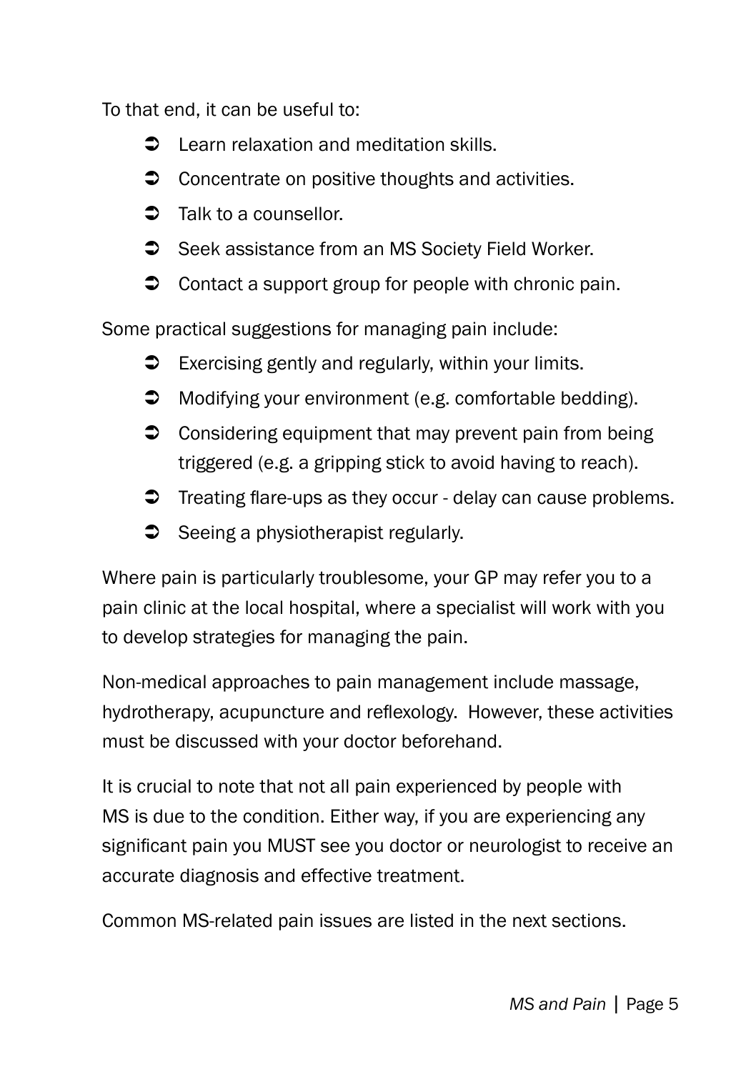To that end, it can be useful to:

- Learn relaxation and meditation skills.
- Concentrate on positive thoughts and activities.
- Talk to a counsellor.
- Seek assistance from an MS Society Field Worker.
- Contact a support group for people with chronic pain.

Some practical suggestions for managing pain include:

- Exercising gently and regularly, within your limits.
- Modifying your environment (e.g. comfortable bedding).
- Considering equipment that may prevent pain from being triggered (e.g. a gripping stick to avoid having to reach).
- Treating flare-ups as they occur - delay can cause problems.
- Seeing a physiotherapist regularly.

Where pain is particularly troublesome, your GP may refer you to a pain clinic at the local hospital, where a specialist will work with you to develop strategies for managing the pain.

Non-medical approaches to pain management include massage, hydrotherapy, acupuncture and reflexology. However, these activities must be discussed with your doctor beforehand.

It is crucial to note that not all pain experienced by people with MS is due to the condition. Either way, if you are experiencing any significant pain you MUST see you doctor or neurologist to receive an accurate diagnosis and effective treatment.

Common MS-related pain issues are listed in the next sections.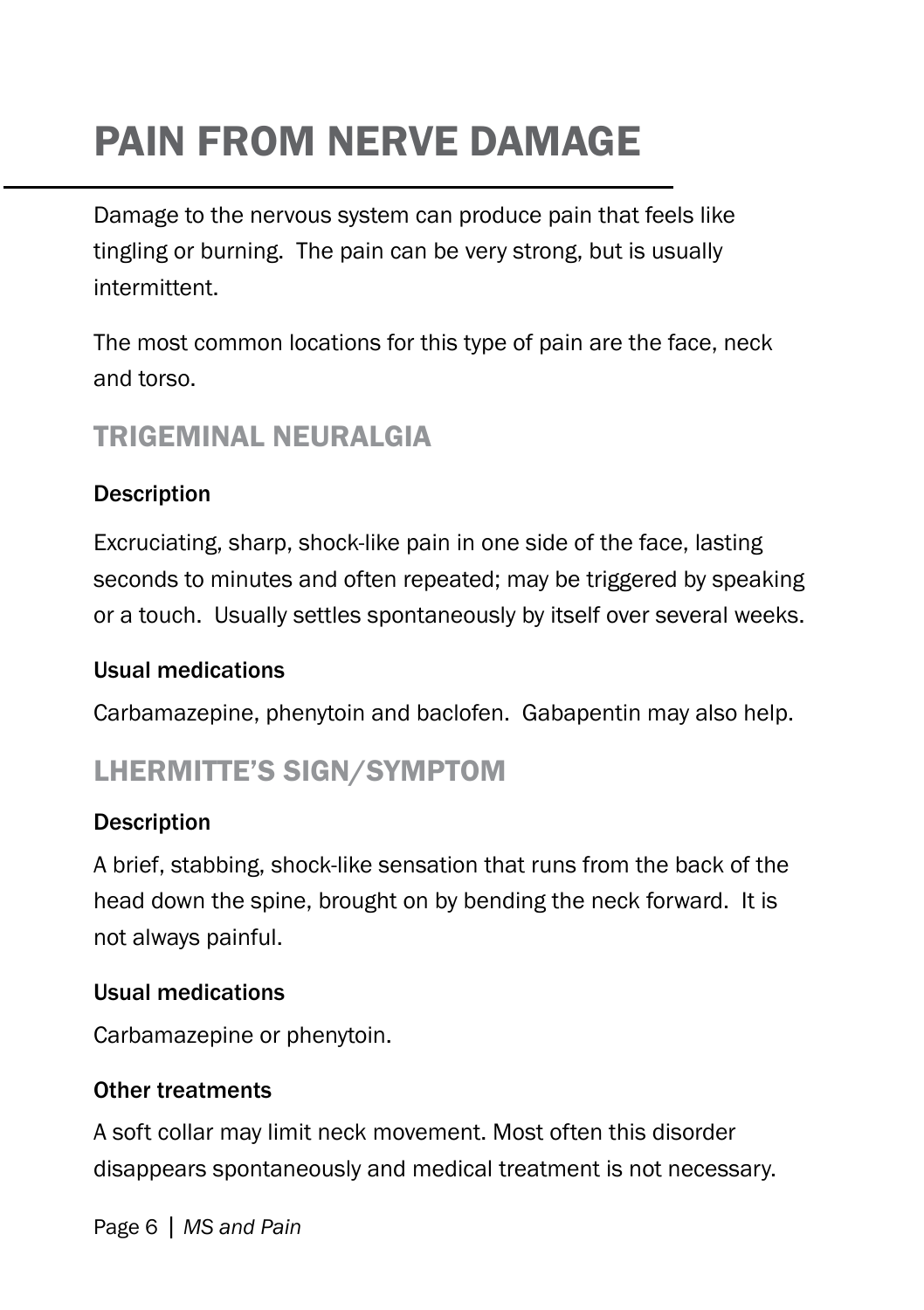# PAIN FROM NERVE DAMAGE

Damage to the nervous system can produce pain that feels like tingling or burning. The pain can be very strong, but is usually intermittent.

The most common locations for this type of pain are the face, neck and torso.

## TRIGEMINAL NEURALGIA

**Description**

Excruciating, sharp, shock-like pain in one side of the face, lasting seconds to minutes and often repeated; may be triggered by speaking or a touch. Usually settles spontaneously by itself over several weeks.

**Usual medications**

Carbamazepine, phenytoin and baclofen. Gabapentin may also help.

## LHERMITTE'S SIGN/SYMPTOM

**Description**

A brief, stabbing, shock-like sensation that runs from the back of the head down the spine, brought on by bending the neck forward. It is not always painful.

**Usual medications**

Carbamazepine or phenytoin.

**Other treatments**

A soft collar may limit neck movement. Most often this disorder disappears spontaneously and medical treatment is not necessary.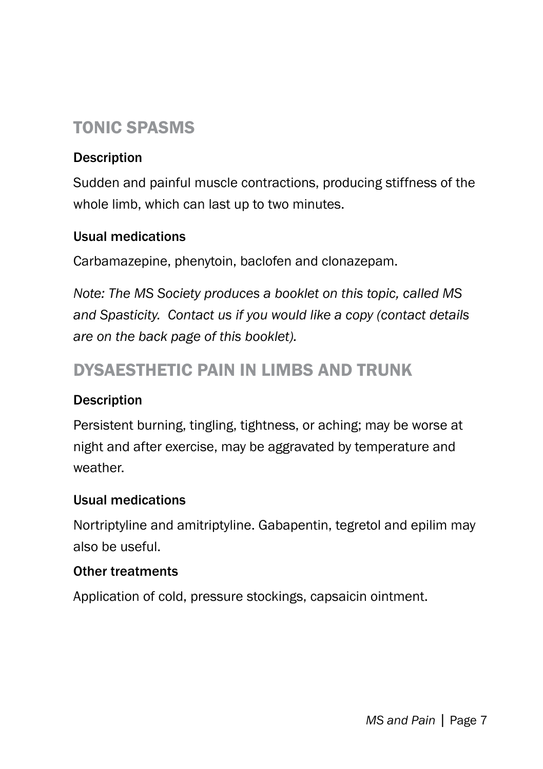## TONIC SPASMS

### Description

Sudden and painful muscle contractions, producing stiffness of the whole limb, which can last up to two minutes.

### Usual medications

Carbamazepine, phenytoin, baclofen and clonazepam.

*Note: The MS Society produces a booklet on this topic, called MS and Spasticity. Contact us if you would like a copy (contact details are on the back page of this booklet).*

## DYSAESTHETIC PAIN IN LIMBS AND TRUNK

### Description

Persistent burning, tingling, tightness, or aching; may be worse at night and after exercise, may be aggravated by temperature and weather.

### Usual medications

Nortriptyline and amitriptyline. Gabapentin, tegretol and epilim may also be useful.

### Other treatments

Application of cold, pressure stockings, capsaicin ointment.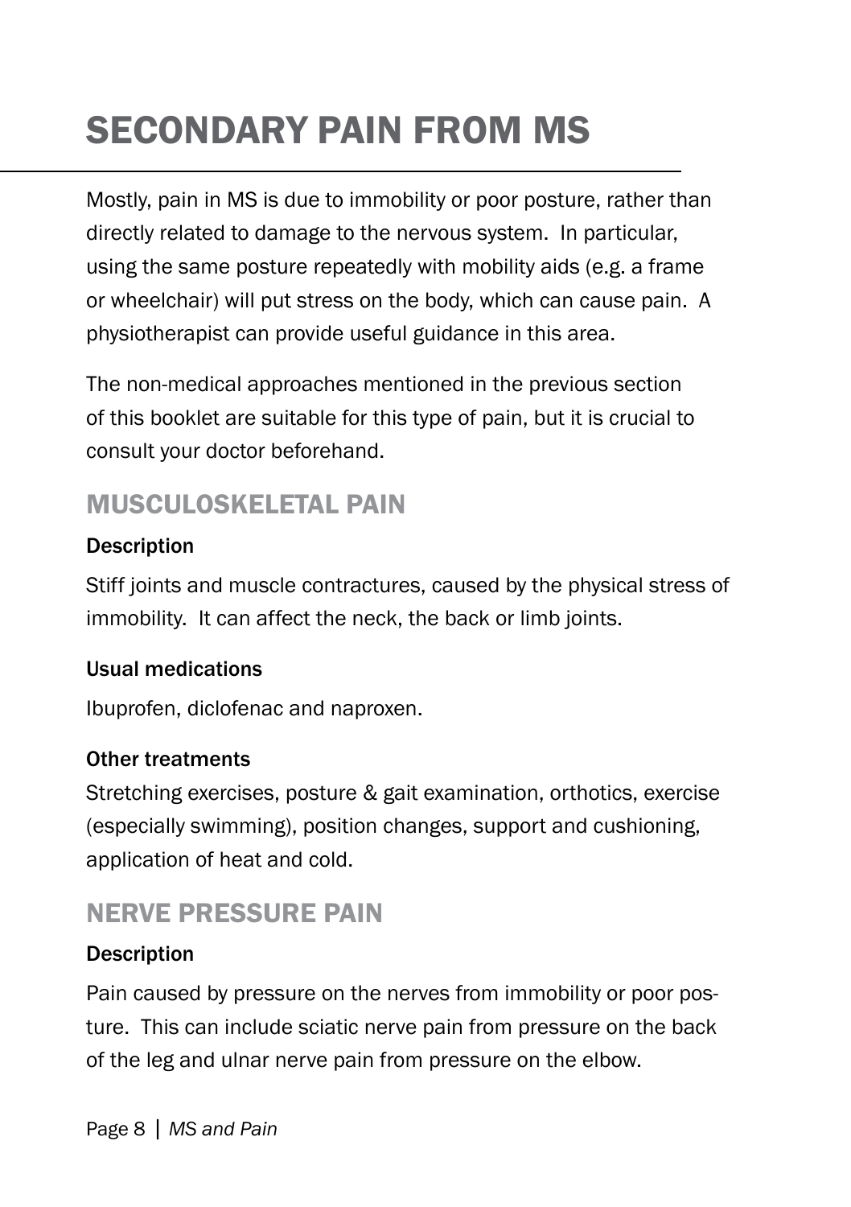# SECONDARY PAIN FROM MS

Mostly, pain in MS is due to immobility or poor posture, rather than directly related to damage to the nervous system. In particular, using the same posture repeatedly with mobility aids (e.g. a frame or wheelchair) will put stress on the body, which can cause pain. A physiotherapist can provide useful guidance in this area.

The non-medical approaches mentioned in the previous section of this booklet are suitable for this type of pain, but it is crucial to consult your doctor beforehand.

## MUSCULOSKELETAL PAIN

**Description**

Stiff joints and muscle contractures, caused by the physical stress of immobility. It can affect the neck, the back or limb joints.

**Usual medications**

Ibuprofen, diclofenac and naproxen.

**Other treatments**

Stretching exercises, posture & gait examination, orthotics, exercise (especially swimming), position changes, support and cushioning, application of heat and cold.

## NERVE PRESSURE PAIN

**Description**

Pain caused by pressure on the nerves from immobility or poor posture. This can include sciatic nerve pain from pressure on the back of the leg and ulnar nerve pain from pressure on the elbow.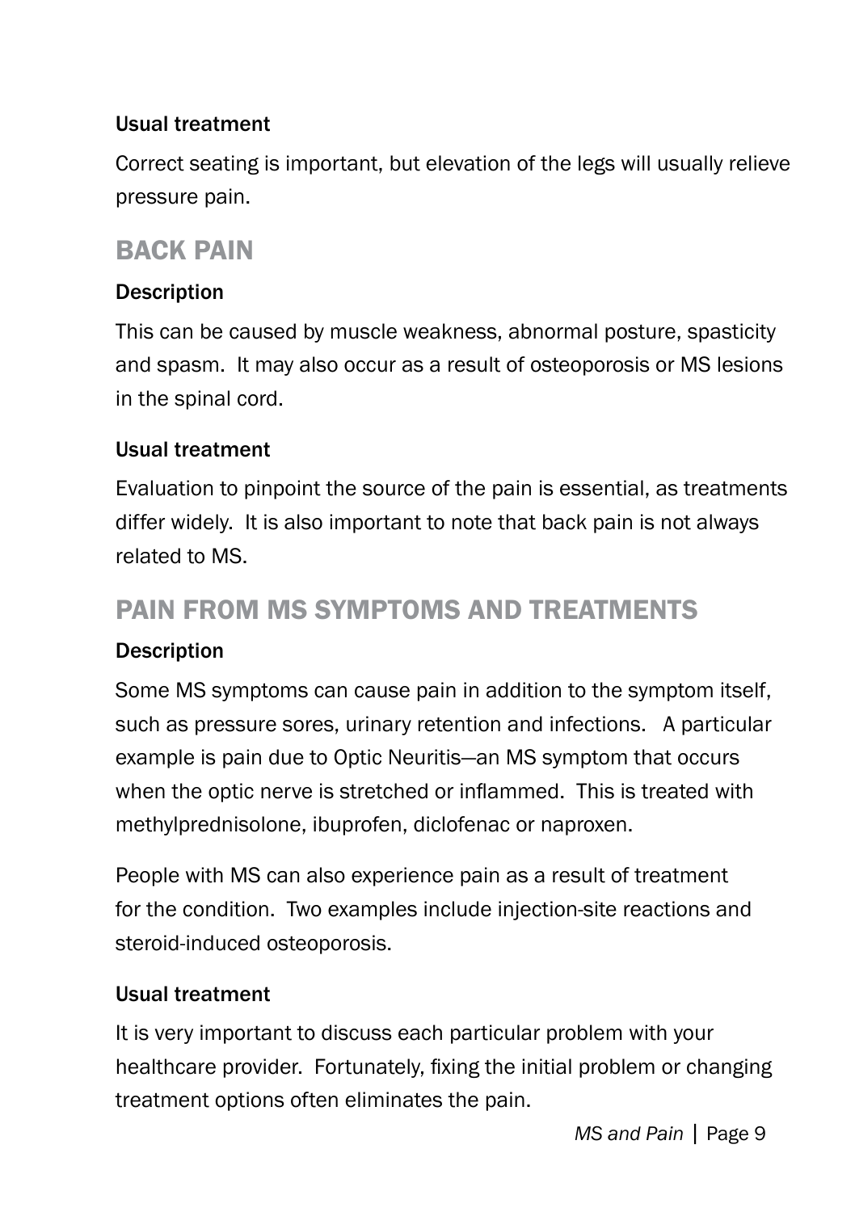### Usual treatment

Correct seating is important, but elevation of the legs will usually relieve pressure pain.

## BACK PAIN

### Description

This can be caused by muscle weakness, abnormal posture, spasticity and spasm. It may also occur as a result of osteoporosis or MS lesions in the spinal cord.

### Usual treatment

Evaluation to pinpoint the source of the pain is essential, as treatments differ widely. It is also important to note that back pain is not always related to MS.

## PAIN FROM MS SYMPTOMS AND TREATMENTS

### Description

Some MS symptoms can cause pain in addition to the symptom itself, such as pressure sores, urinary retention and infections. A particular example is pain due to Optic Neuritis—an MS symptom that occurs when the optic nerve is stretched or inflammed. This is treated with methylprednisolone, ibuprofen, diclofenac or naproxen.

People with MS can also experience pain as a result of treatment for the condition. Two examples include injection-site reactions and steroid-induced osteoporosis.

### Usual treatment

It is very important to discuss each particular problem with your healthcare provider. Fortunately, fixing the initial problem or changing treatment options often eliminates the pain.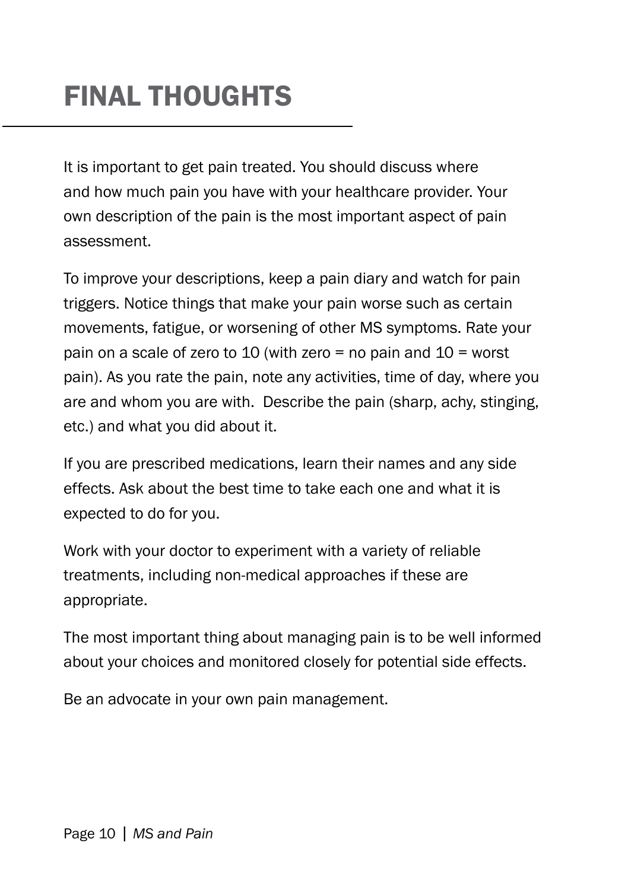# FINAL THOUGHTS

It is important to get pain treated. You should discuss where and how much pain you have with your healthcare provider. Your own description of the pain is the most important aspect of pain assessment.

To improve your descriptions, keep a pain diary and watch for pain triggers. Notice things that make your pain worse such as certain movements, fatigue, or worsening of other MS symptoms. Rate your pain on a scale of zero to 10 (with zero = no pain and 10 = worst pain). As you rate the pain, note any activities, time of day, where you are and whom you are with. Describe the pain (sharp, achy, stinging, etc.) and what you did about it.

If you are prescribed medications, learn their names and any side effects. Ask about the best time to take each one and what it is expected to do for you.

Work with your doctor to experiment with a variety of reliable treatments, including non-medical approaches if these are appropriate.

The most important thing about managing pain is to be well informed about your choices and monitored closely for potential side effects.

Be an advocate in your own pain management.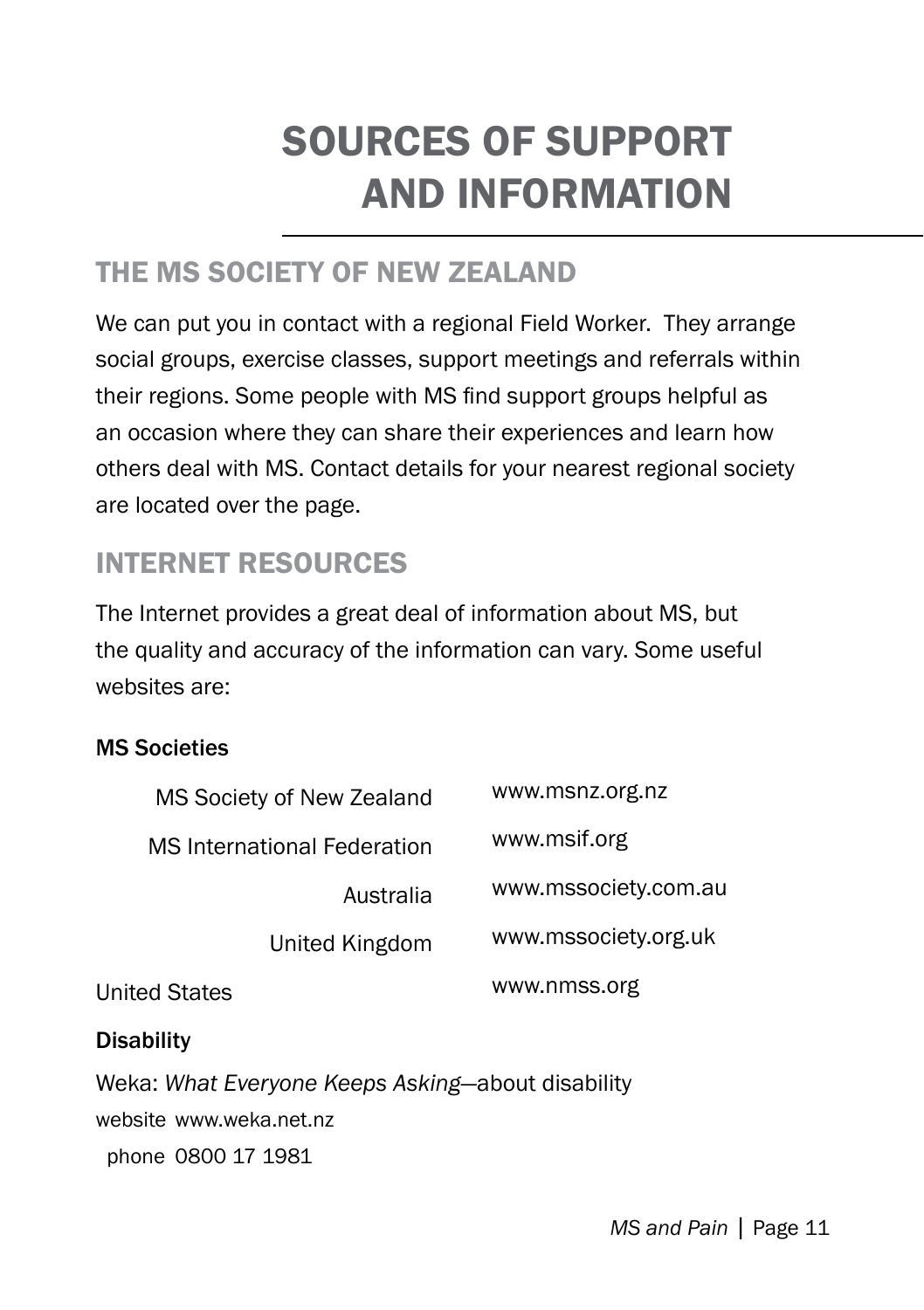# SOURCES OF SUPPORT AND INFORMATION

## THE MS SOCIETY OF NEW ZEALAND

We can put you in contact with a regional Field Worker. They arrange social groups, exercise classes, support meetings and referrals within their regions. Some people with MS find support groups helpful as an occasion where they can share their experiences and learn how others deal with MS. Contact details for your nearest regional society are located over the page.

## INTERNET RESOURCES

The Internet provides a great deal of information about MS, but the quality and accuracy of the information can vary. Some useful websites are:

**MS Societies**

| | |
|---|---|
| MS Society of New Zealand | www.msnz.org.nz |
| MS International Federation | www.msif.org |
| Australia | www.mssociety.com.au |
| United Kingdom | www.mssociety.org.uk |
| United States | www.nmss.org |

**Disability**

Weka: *What Everyone Keeps Asking*—about disability

website www.weka.net.nz

phone 0800 17 1981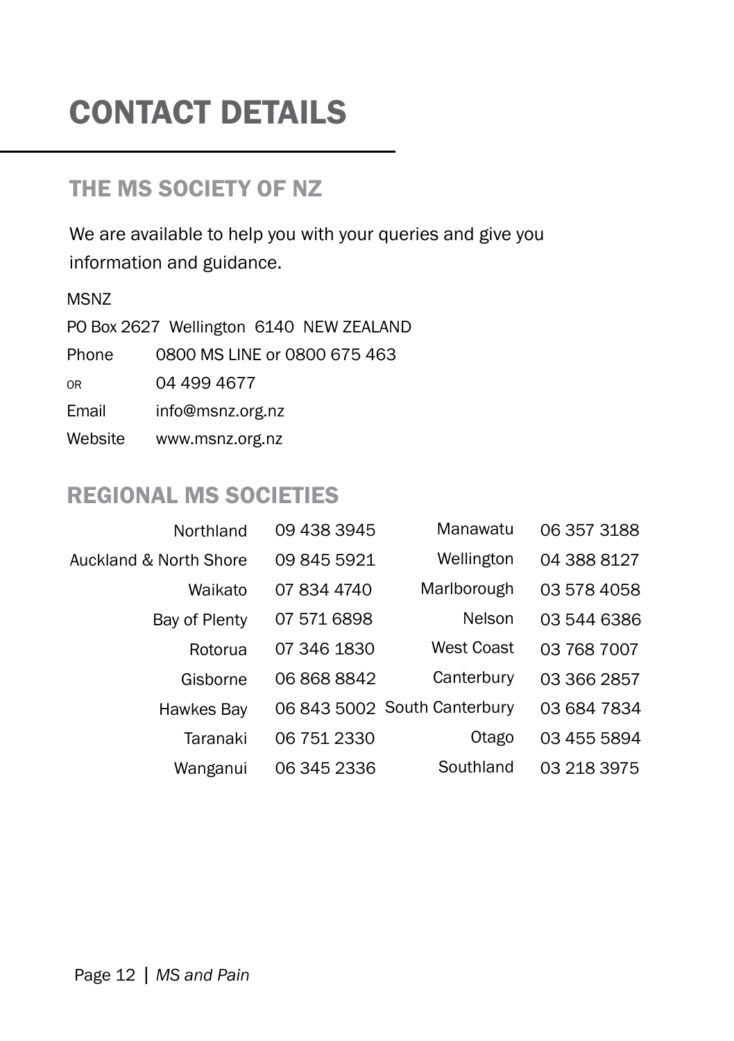# CONTACT DETAILS

## THE MS SOCIETY OF NZ

We are available to help you with your queries and give you information and guidance.

MSNZ

PO Box 2627 Wellington 6140 NEW ZEALAND

Phone 0800 MS LINE or 0800 675 463

OR 04 499 4677

Email info@msnz.org.nz

Website www.msnz.org.nz

## REGIONAL MS SOCIETIES

| Region | Phone | Region | Phone |
|---|---|---|---|
| Northland | 09 438 3945 | Manawatu | 06 357 3188 |
| Auckland & North Shore | 09 845 5921 | Wellington | 04 388 8127 |
| Waikato | 07 834 4740 | Marlborough | 03 578 4058 |
| Bay of Plenty | 07 571 6898 | Nelson | 03 544 6386 |
| Rotorua | 07 346 1830 | West Coast | 03 768 7007 |
| Gisborne | 06 868 8842 | Canterbury | 03 366 2857 |
| Hawkes Bay | 06 843 5002 | South Canterbury | 03 684 7834 |
| Taranaki | 06 751 2330 | Otago | 03 455 5894 |
| Wanganui | 06 345 2336 | Southland | 03 218 3975 |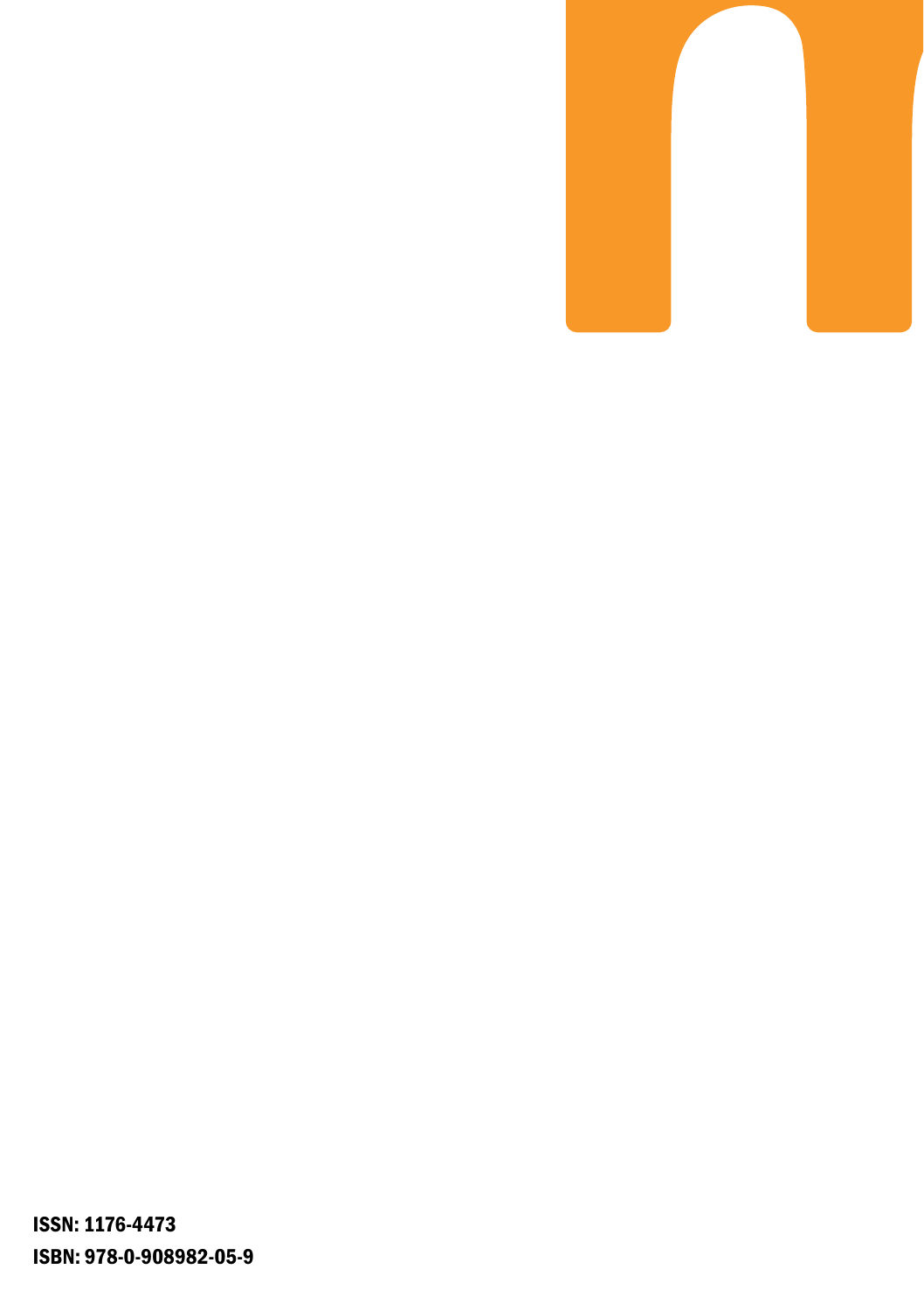ISSN: 1176-4473

ISBN: 978-0-908982-05-9